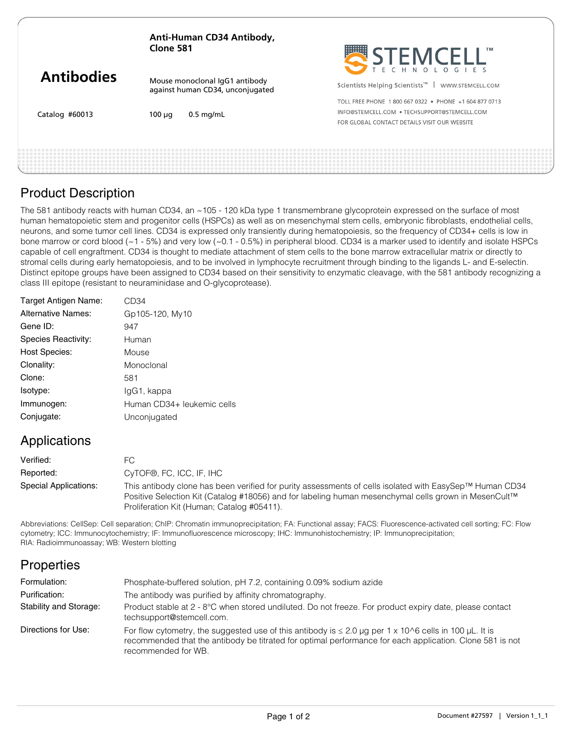**Anti-Human CD34 Antibody, Clone 581**

# Antibodies

Mouse monoclonal IgG1 antibody against human CD34, unconjugated

Catalog #60013

100 µg 0.5 mg/mL

STEMCELL™ TECHNOLOGIES

Scientists Helping Scientists™ | WWW.STEMCELL.COM

TOLL FREE PHONE 1 800 667 0322 • PHONE +1 604 877 0713
INFO@STEMCELL.COM • TECHSUPPORT@STEMCELL.COM
FOR GLOBAL CONTACT DETAILS VISIT OUR WEBSITE

## Product Description

The 581 antibody reacts with human CD34, an ~105 - 120 kDa type 1 transmembrane glycoprotein expressed on the surface of most human hematopoietic stem and progenitor cells (HSPCs) as well as on mesenchymal stem cells, embryonic fibroblasts, endothelial cells, neurons, and some tumor cell lines. CD34 is expressed only transiently during hematopoiesis, so the frequency of CD34+ cells is low in bone marrow or cord blood (~1 - 5%) and very low (~0.1 - 0.5%) in peripheral blood. CD34 is a marker used to identify and isolate HSPCs capable of cell engraftment. CD34 is thought to mediate attachment of stem cells to the bone marrow extracellular matrix or directly to stromal cells during early hematopoiesis, and to be involved in lymphocyte recruitment through binding to the ligands L- and E-selectin. Distinct epitope groups have been assigned to CD34 based on their sensitivity to enzymatic cleavage, with the 581 antibody recognizing a class III epitope (resistant to neuraminidase and O-glycoprotease).

| | |
|---|---|
| Target Antigen Name: | CD34 |
| Alternative Names: | Gp105-120, My10 |
| Gene ID: | 947 |
| Species Reactivity: | Human |
| Host Species: | Mouse |
| Clonality: | Monoclonal |
| Clone: | 581 |
| Isotype: | IgG1, kappa |
| Immunogen: | Human CD34+ leukemic cells |
| Conjugate: | Unconjugated |

## Applications

| | |
|---|---|
| Verified: | FC |
| Reported: | CyTOF®, FC, ICC, IF, IHC |
| Special Applications: | This antibody clone has been verified for purity assessments of cells isolated with EasySep™ Human CD34 Positive Selection Kit (Catalog #18056) and for labeling human mesenchymal cells grown in MesenCult™ Proliferation Kit (Human; Catalog #05411). |

Abbreviations: CellSep: Cell separation; ChIP: Chromatin immunoprecipitation; FA: Functional assay; FACS: Fluorescence-activated cell sorting; FC: Flow cytometry; ICC: Immunocytochemistry; IF: Immunofluorescence microscopy; IHC: Immunohistochemistry; IP: Immunoprecipitation; RIA: Radioimmunoassay; WB: Western blotting

## Properties

| | |
|---|---|
| Formulation: | Phosphate-buffered solution, pH 7.2, containing 0.09% sodium azide |
| Purification: | The antibody was purified by affinity chromatography. |
| Stability and Storage: | Product stable at 2 - 8°C when stored undiluted. Do not freeze. For product expiry date, please contact techsupport@stemcell.com. |
| Directions for Use: | For flow cytometry, the suggested use of this antibody is ≤ 2.0 µg per 1 x 10^6 cells in 100 µL. It is recommended that the antibody be titrated for optimal performance for each application. Clone 581 is not recommended for WB. |

Document #27597 | Version 1_1_1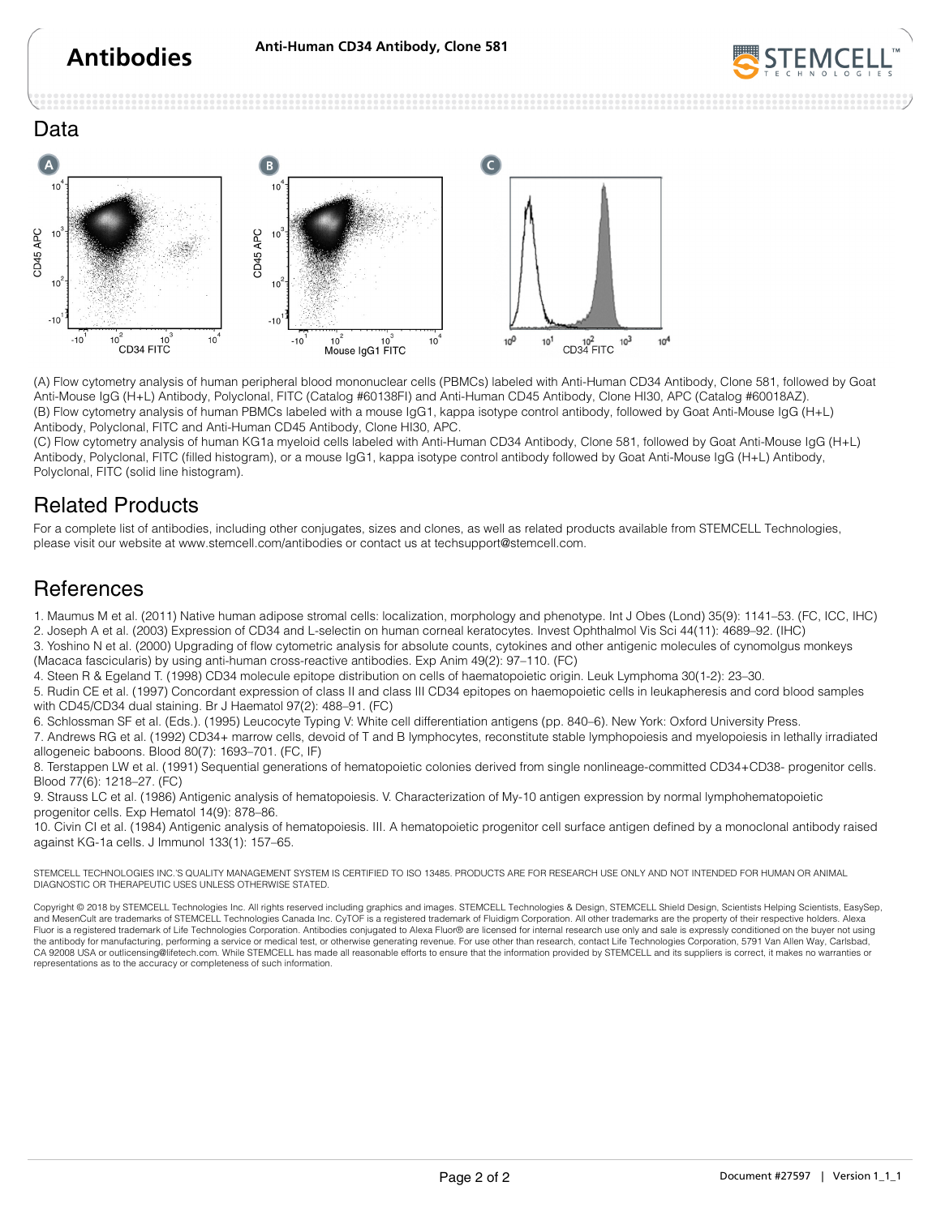## Data

A

CD45 APC

CD34 FITC

B

CD45 APC

Mouse IgG1 FITC

C

CD34 FITC

(A) Flow cytometry analysis of human peripheral blood mononuclear cells (PBMCs) labeled with Anti-Human CD34 Antibody, Clone 581, followed by Goat Anti-Mouse IgG (H+L) Antibody, Polyclonal, FITC (Catalog #60138FI) and Anti-Human CD45 Antibody, Clone HI30, APC (Catalog #60018AZ).
(B) Flow cytometry analysis of human PBMCs labeled with a mouse IgG1, kappa isotype control antibody, followed by Goat Anti-Mouse IgG (H+L) Antibody, Polyclonal, FITC and Anti-Human CD45 Antibody, Clone HI30, APC.
(C) Flow cytometry analysis of human KG1a myeloid cells labeled with Anti-Human CD34 Antibody, Clone 581, followed by Goat Anti-Mouse IgG (H+L) Antibody, Polyclonal, FITC (filled histogram), or a mouse IgG1, kappa isotype control antibody followed by Goat Anti-Mouse IgG (H+L) Antibody, Polyclonal, FITC (solid line histogram).

## Related Products

For a complete list of antibodies, including other conjugates, sizes and clones, as well as related products available from STEMCELL Technologies, please visit our website at www.stemcell.com/antibodies or contact us at techsupport@stemcell.com.

## References

1. Maumus M et al. (2011) Native human adipose stromal cells: localization, morphology and phenotype. Int J Obes (Lond) 35(9): 1141–53. (FC, ICC, IHC)
2. Joseph A et al. (2003) Expression of CD34 and L-selectin on human corneal keratocytes. Invest Ophthalmol Vis Sci 44(11): 4689–92. (IHC)
3. Yoshino N et al. (2000) Upgrading of flow cytometric analysis for absolute counts, cytokines and other antigenic molecules of cynomolgus monkeys (Macaca fascicularis) by using anti-human cross-reactive antibodies. Exp Anim 49(2): 97–110. (FC)
4. Steen R & Egeland T. (1998) CD34 molecule epitope distribution on cells of haematopoietic origin. Leuk Lymphoma 30(1-2): 23–30.
5. Rudin CE et al. (1997) Concordant expression of class II and class III CD34 epitopes on haemopoietic cells in leukapheresis and cord blood samples with CD45/CD34 dual staining. Br J Haematol 97(2): 488–91. (FC)
6. Schlossman SF et al. (Eds.). (1995) Leucocyte Typing V: White cell differentiation antigens (pp. 840–6). New York: Oxford University Press.
7. Andrews RG et al. (1992) CD34+ marrow cells, devoid of T and B lymphocytes, reconstitute stable lymphopoiesis and myelopoiesis in lethally irradiated allogeneic baboons. Blood 80(7): 1693–701. (FC, IF)
8. Terstappen LW et al. (1991) Sequential generations of hematopoietic colonies derived from single nonlineage-committed CD34+CD38- progenitor cells. Blood 77(6): 1218–27. (FC)
9. Strauss LC et al. (1986) Antigenic analysis of hematopoiesis. V. Characterization of My-10 antigen expression by normal lymphohematopoietic progenitor cells. Exp Hematol 14(9): 878–86.
10. Civin CI et al. (1984) Antigenic analysis of hematopoiesis. III. A hematopoietic progenitor cell surface antigen defined by a monoclonal antibody raised against KG-1a cells. J Immunol 133(1): 157–65.

STEMCELL TECHNOLOGIES INC.'S QUALITY MANAGEMENT SYSTEM IS CERTIFIED TO ISO 13485. PRODUCTS ARE FOR RESEARCH USE ONLY AND NOT INTENDED FOR HUMAN OR ANIMAL DIAGNOSTIC OR THERAPEUTIC USES UNLESS OTHERWISE STATED.

Copyright © 2018 by STEMCELL Technologies Inc. All rights reserved including graphics and images. STEMCELL Technologies & Design, STEMCELL Shield Design, Scientists Helping Scientists, EasySep, and MesenCult are trademarks of STEMCELL Technologies Canada Inc. CyTOF is a registered trademark of Fluidigm Corporation. All other trademarks are the property of their respective holders. Alexa Fluor is a registered trademark of Life Technologies Corporation. Antibodies conjugated to Alexa Fluor® are licensed for internal research use only and sale is expressly conditioned on the buyer not using the antibody for manufacturing, performing a service or medical test, or otherwise generating revenue. For use other than research, contact Life Technologies Corporation, 5791 Van Allen Way, Carlsbad, CA 92008 USA or outlicensing@lifetech.com. While STEMCELL has made all reasonable efforts to ensure that the information provided by STEMCELL and its suppliers is correct, it makes no warranties or representations as to the accuracy or completeness of such information.

Document #27597 | Version 1_1_1